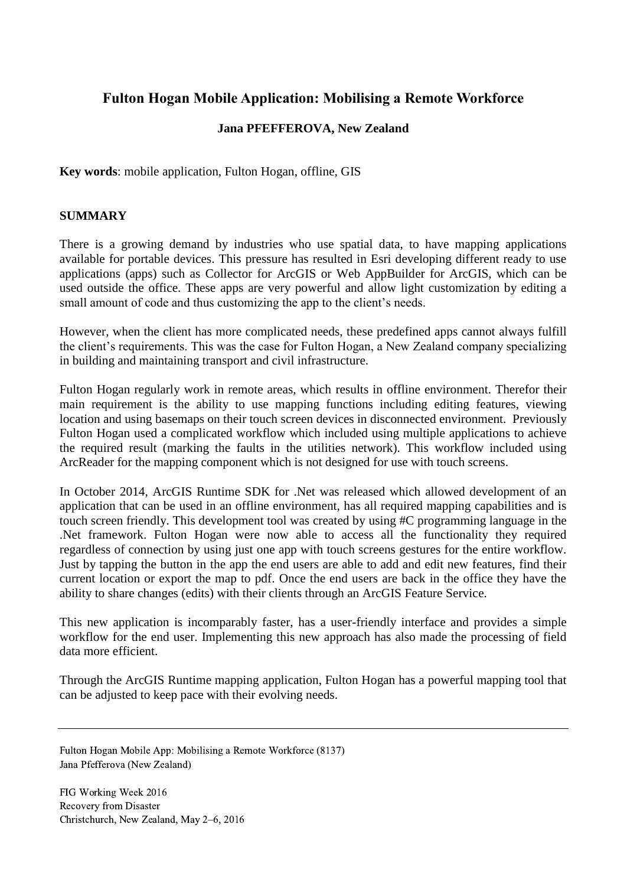# Fulton Hogan Mobile Application: Mobilising a Remote Workforce

**Jana PFEFFEROVA, New Zealand**

**Key words**: mobile application, Fulton Hogan, offline, GIS

## SUMMARY

There is a growing demand by industries who use spatial data, to have mapping applications available for portable devices. This pressure has resulted in Esri developing different ready to use applications (apps) such as Collector for ArcGIS or Web AppBuilder for ArcGIS, which can be used outside the office. These apps are very powerful and allow light customization by editing a small amount of code and thus customizing the app to the client's needs.

However, when the client has more complicated needs, these predefined apps cannot always fulfill the client's requirements. This was the case for Fulton Hogan, a New Zealand company specializing in building and maintaining transport and civil infrastructure.

Fulton Hogan regularly work in remote areas, which results in offline environment. Therefor their main requirement is the ability to use mapping functions including editing features, viewing location and using basemaps on their touch screen devices in disconnected environment. Previously Fulton Hogan used a complicated workflow which included using multiple applications to achieve the required result (marking the faults in the utilities network). This workflow included using ArcReader for the mapping component which is not designed for use with touch screens.

In October 2014, ArcGIS Runtime SDK for .Net was released which allowed development of an application that can be used in an offline environment, has all required mapping capabilities and is touch screen friendly. This development tool was created by using #C programming language in the .Net framework. Fulton Hogan were now able to access all the functionality they required regardless of connection by using just one app with touch screens gestures for the entire workflow. Just by tapping the button in the app the end users are able to add and edit new features, find their current location or export the map to pdf. Once the end users are back in the office they have the ability to share changes (edits) with their clients through an ArcGIS Feature Service.

This new application is incomparably faster, has a user-friendly interface and provides a simple workflow for the end user. Implementing this new approach has also made the processing of field data more efficient.

Through the ArcGIS Runtime mapping application, Fulton Hogan has a powerful mapping tool that can be adjusted to keep pace with their evolving needs.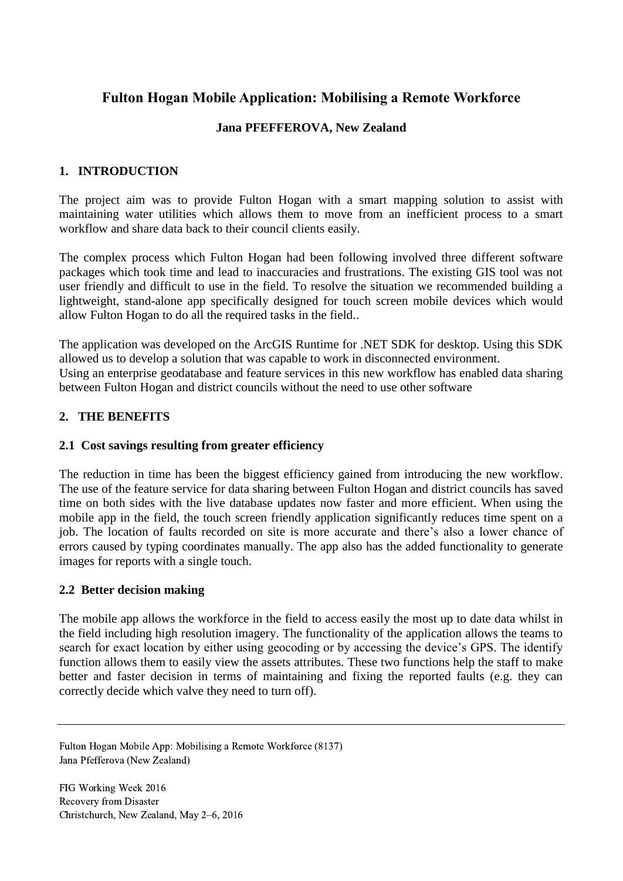## Fulton Hogan Mobile Application: Mobilising a Remote Workforce

**Jana PFEFFEROVA, New Zealand**

### 1. INTRODUCTION

The project aim was to provide Fulton Hogan with a smart mapping solution to assist with maintaining water utilities which allows them to move from an inefficient process to a smart workflow and share data back to their council clients easily.

The complex process which Fulton Hogan had been following involved three different software packages which took time and lead to inaccuracies and frustrations. The existing GIS tool was not user friendly and difficult to use in the field. To resolve the situation we recommended building a lightweight, stand-alone app specifically designed for touch screen mobile devices which would allow Fulton Hogan to do all the required tasks in the field..

The application was developed on the ArcGIS Runtime for .NET SDK for desktop. Using this SDK allowed us to develop a solution that was capable to work in disconnected environment.
Using an enterprise geodatabase and feature services in this new workflow has enabled data sharing between Fulton Hogan and district councils without the need to use other software

### 2. THE BENEFITS

#### 2.1 Cost savings resulting from greater efficiency

The reduction in time has been the biggest efficiency gained from introducing the new workflow. The use of the feature service for data sharing between Fulton Hogan and district councils has saved time on both sides with the live database updates now faster and more efficient. When using the mobile app in the field, the touch screen friendly application significantly reduces time spent on a job. The location of faults recorded on site is more accurate and there's also a lower chance of errors caused by typing coordinates manually. The app also has the added functionality to generate images for reports with a single touch.

#### 2.2 Better decision making

The mobile app allows the workforce in the field to access easily the most up to date data whilst in the field including high resolution imagery. The functionality of the application allows the teams to search for exact location by either using geocoding or by accessing the device's GPS. The identify function allows them to easily view the assets attributes. These two functions help the staff to make better and faster decision in terms of maintaining and fixing the reported faults (e.g. they can correctly decide which valve they need to turn off).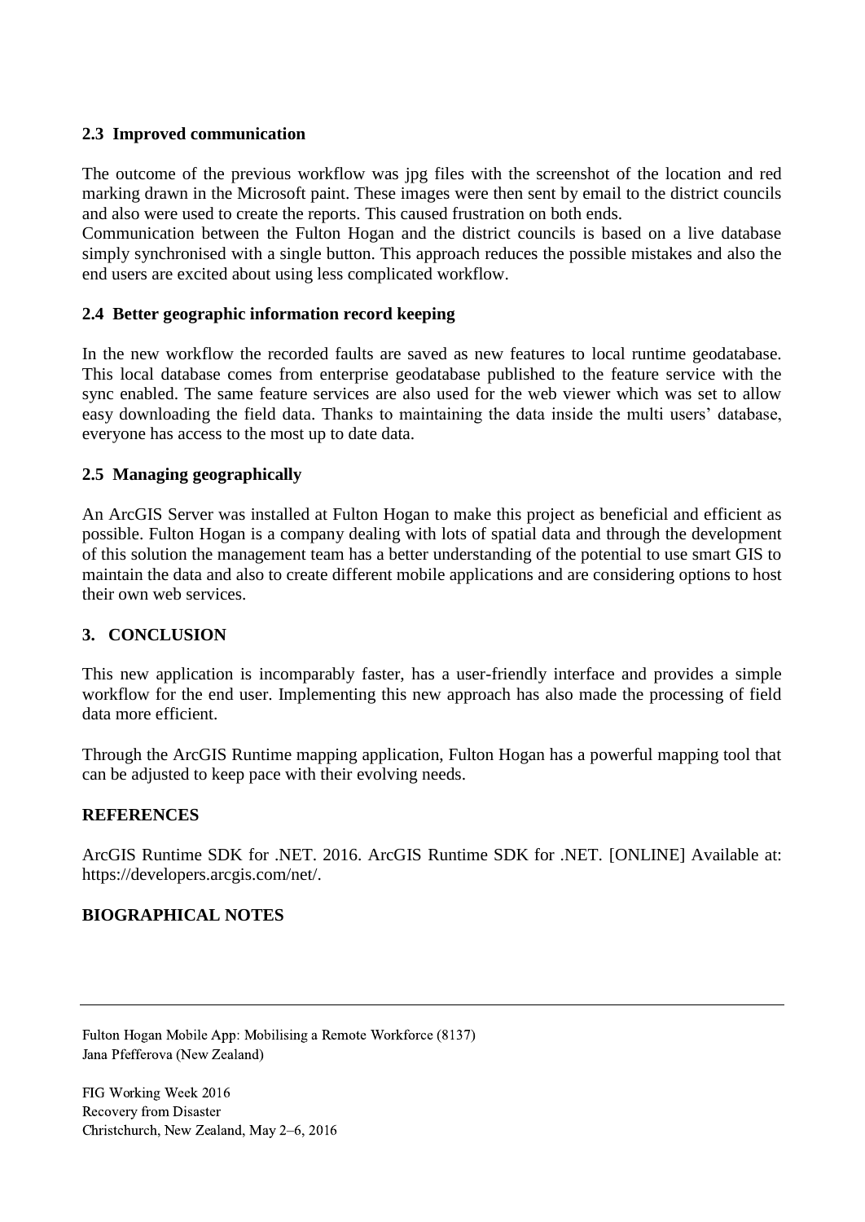### 2.3 Improved communication

The outcome of the previous workflow was jpg files with the screenshot of the location and red marking drawn in the Microsoft paint. These images were then sent by email to the district councils and also were used to create the reports. This caused frustration on both ends.

Communication between the Fulton Hogan and the district councils is based on a live database simply synchronised with a single button. This approach reduces the possible mistakes and also the end users are excited about using less complicated workflow.

### 2.4 Better geographic information record keeping

In the new workflow the recorded faults are saved as new features to local runtime geodatabase. This local database comes from enterprise geodatabase published to the feature service with the sync enabled. The same feature services are also used for the web viewer which was set to allow easy downloading the field data. Thanks to maintaining the data inside the multi users' database, everyone has access to the most up to date data.

### 2.5 Managing geographically

An ArcGIS Server was installed at Fulton Hogan to make this project as beneficial and efficient as possible. Fulton Hogan is a company dealing with lots of spatial data and through the development of this solution the management team has a better understanding of the potential to use smart GIS to maintain the data and also to create different mobile applications and are considering options to host their own web services.

## 3. CONCLUSION

This new application is incomparably faster, has a user-friendly interface and provides a simple workflow for the end user. Implementing this new approach has also made the processing of field data more efficient.

Through the ArcGIS Runtime mapping application, Fulton Hogan has a powerful mapping tool that can be adjusted to keep pace with their evolving needs.

## REFERENCES

ArcGIS Runtime SDK for .NET. 2016. ArcGIS Runtime SDK for .NET. [ONLINE] Available at: https://developers.arcgis.com/net/.

## BIOGRAPHICAL NOTES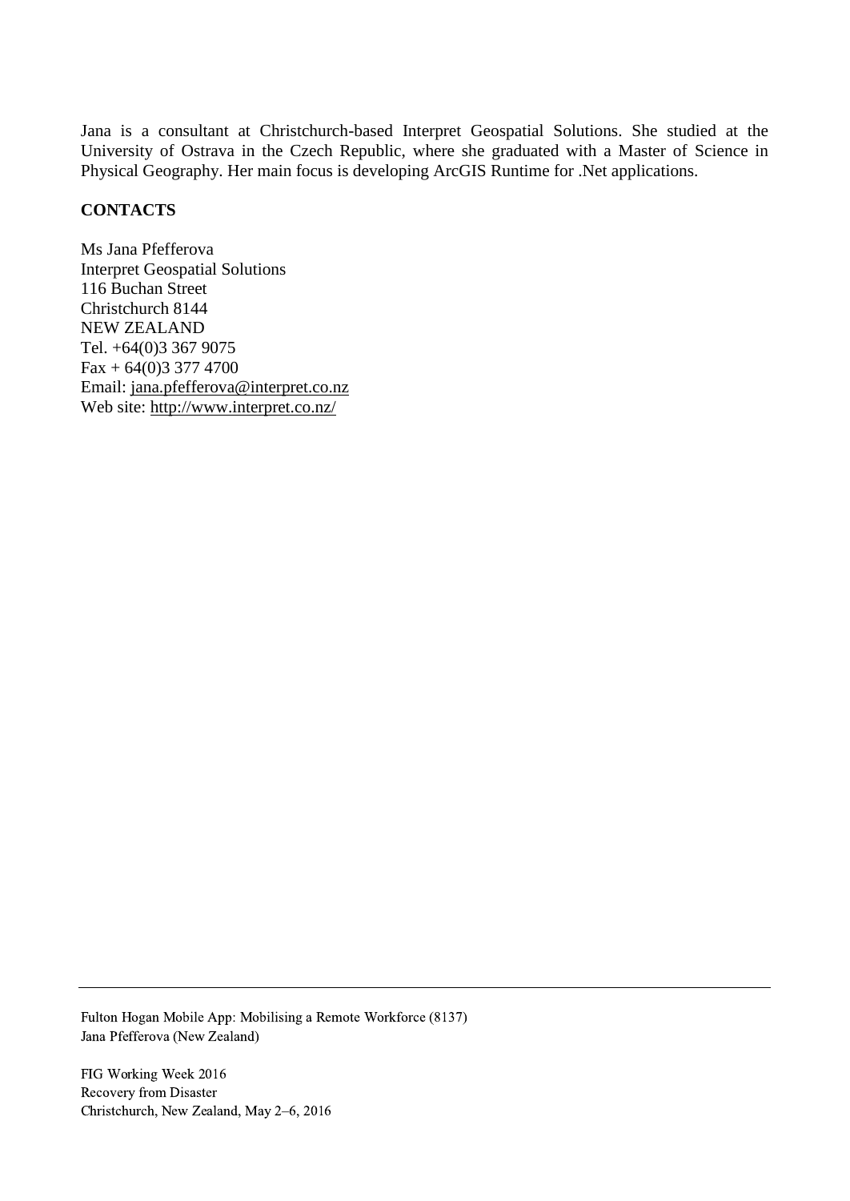Jana is a consultant at Christchurch-based Interpret Geospatial Solutions. She studied at the University of Ostrava in the Czech Republic, where she graduated with a Master of Science in Physical Geography. Her main focus is developing ArcGIS Runtime for .Net applications.

**CONTACTS**

Ms Jana Pfefferova  
Interpret Geospatial Solutions  
116 Buchan Street  
Christchurch 8144  
NEW ZEALAND  
Tel. +64(0)3 367 9075  
Fax + 64(0)3 377 4700  
Email: jana.pfefferova@interpret.co.nz  
Web site: http://www.interpret.co.nz/